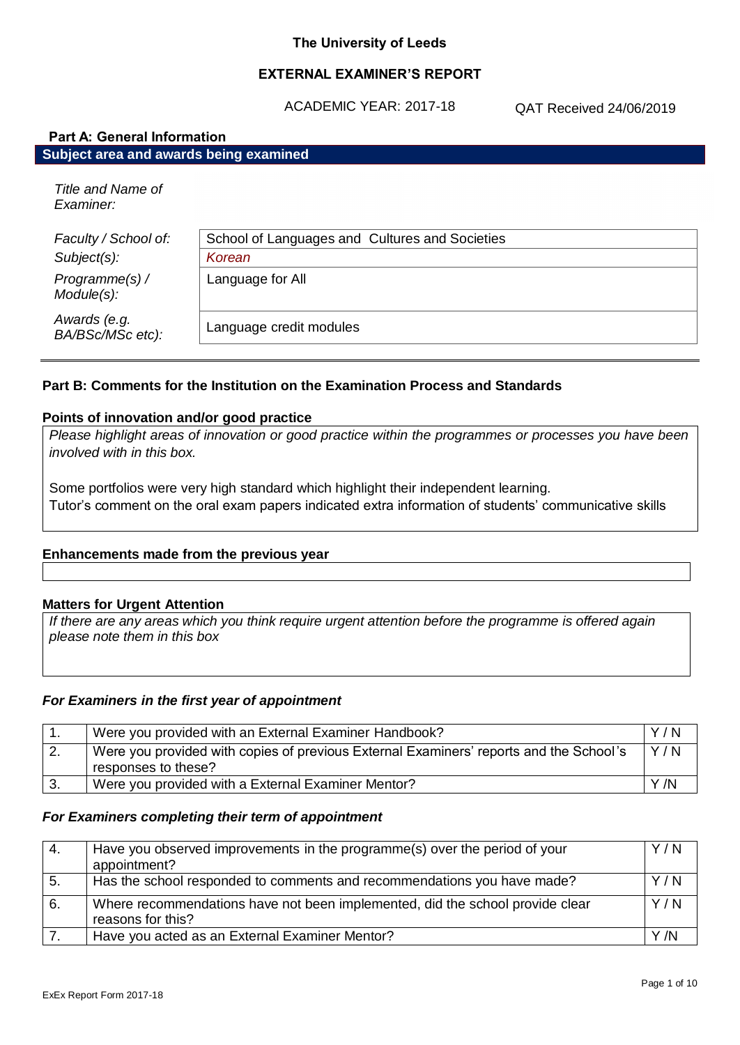**The University of Leeds**

**EXTERNAL EXAMINER'S REPORT**

ACADEMIC YEAR: 2017-18 QAT Received 24/06/2019

**Part A: General Information**

**Subject area and awards being examined**

| | |
|---|---|
| *Title and Name of Examiner:* | |
| *Faculty / School of:* | School of Languages and Cultures and Societies |
| *Subject(s):* | *Korean* |
| *Programme(s) / Module(s):* | Language for All |
| *Awards (e.g. BA/BSc/MSc etc):* | Language credit modules |

## Part B: Comments for the Institution on the Examination Process and Standards

### Points of innovation and/or good practice

*Please highlight areas of innovation or good practice within the programmes or processes you have been involved with in this box.*

Some portfolios were very high standard which highlight their independent learning.
Tutor's comment on the oral exam papers indicated extra information of students' communicative skills

### Enhancements made from the previous year

### Matters for Urgent Attention

*If there are any areas which you think require urgent attention before the programme is offered again please note them in this box*

### *For Examiners in the first year of appointment*

| | | |
|---|---|---|
| 1. | Were you provided with an External Examiner Handbook? | Y / N |
| 2. | Were you provided with copies of previous External Examiners' reports and the School's responses to these? | Y / N |
| 3. | Were you provided with a External Examiner Mentor? | Y /N |

### *For Examiners completing their term of appointment*

| | | |
|---|---|---|
| 4. | Have you observed improvements in the programme(s) over the period of your appointment? | Y / N |
| 5. | Has the school responded to comments and recommendations you have made? | Y / N |
| 6. | Where recommendations have not been implemented, did the school provide clear reasons for this? | Y / N |
| 7. | Have you acted as an External Examiner Mentor? | Y /N |

ExEx Report Form 2017-18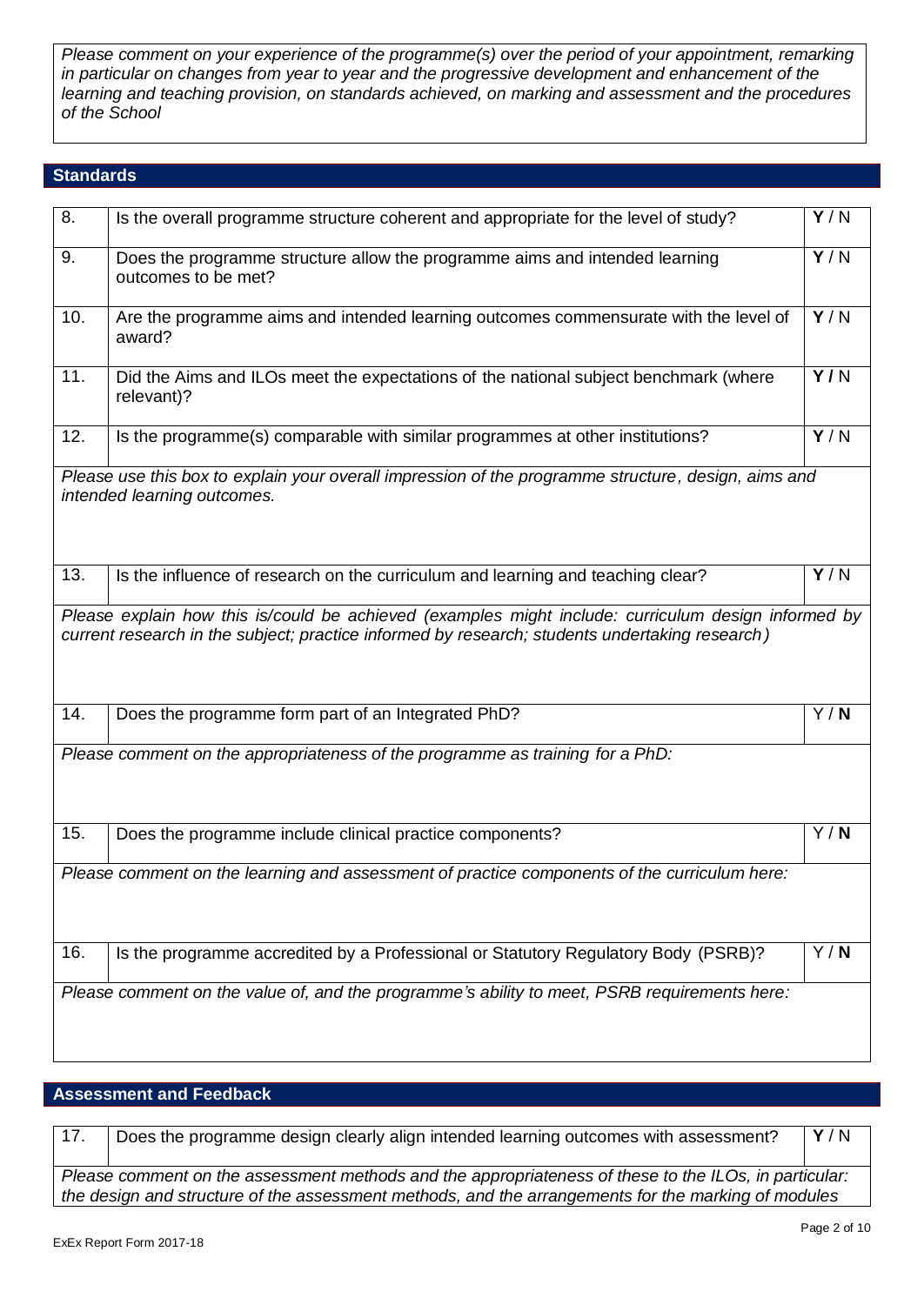*Please comment on your experience of the programme(s) over the period of your appointment, remarking in particular on changes from year to year and the progressive development and enhancement of the learning and teaching provision, on standards achieved, on marking and assessment and the procedures of the School*

## Standards

| | | |
|---|---|---|
| 8. | Is the overall programme structure coherent and appropriate for the level of study? | **Y** / N |
| 9. | Does the programme structure allow the programme aims and intended learning outcomes to be met? | **Y** / N |
| 10. | Are the programme aims and intended learning outcomes commensurate with the level of award? | **Y** / N |
| 11. | Did the Aims and ILOs meet the expectations of the national subject benchmark (where relevant)? | **Y /** N |
| 12. | Is the programme(s) comparable with similar programmes at other institutions? | **Y** / N |

*Please use this box to explain your overall impression of the programme structure, design, aims and intended learning outcomes.*

| | | |
|---|---|---|
| 13. | Is the influence of research on the curriculum and learning and teaching clear? | **Y** / N |

*Please explain how this is/could be achieved (examples might include: curriculum design informed by current research in the subject; practice informed by research; students undertaking research)*

| | | |
|---|---|---|
| 14. | Does the programme form part of an Integrated PhD? | Y / **N** |

*Please comment on the appropriateness of the programme as training for a PhD:*

| | | |
|---|---|---|
| 15. | Does the programme include clinical practice components? | Y / **N** |

*Please comment on the learning and assessment of practice components of the curriculum here:*

| | | |
|---|---|---|
| 16. | Is the programme accredited by a Professional or Statutory Regulatory Body (PSRB)? | Y / **N** |

*Please comment on the value of, and the programme's ability to meet, PSRB requirements here:*

## Assessment and Feedback

| | | |
|---|---|---|
| 17. | Does the programme design clearly align intended learning outcomes with assessment? | **Y** / N |

*Please comment on the assessment methods and the appropriateness of these to the ILOs, in particular: the design and structure of the assessment methods, and the arrangements for the marking of modules*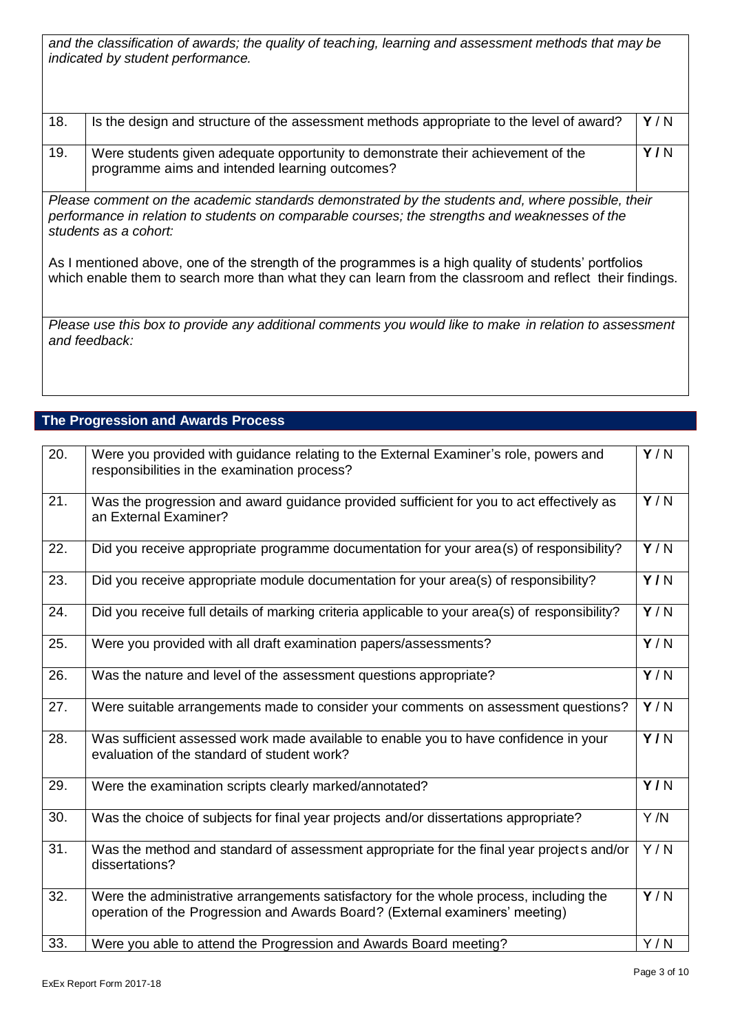*and the classification of awards; the quality of teaching, learning and assessment methods that may be indicated by student performance.*

| | | |
|---|---|---|
| 18. | Is the design and structure of the assessment methods appropriate to the level of award? | **Y** / N |
| 19. | Were students given adequate opportunity to demonstrate their achievement of the programme aims and intended learning outcomes? | **Y /** N |

*Please comment on the academic standards demonstrated by the students and, where possible, their performance in relation to students on comparable courses; the strengths and weaknesses of the students as a cohort:*

As I mentioned above, one of the strength of the programmes is a high quality of students' portfolios which enable them to search more than what they can learn from the classroom and reflect their findings.

*Please use this box to provide any additional comments you would like to make in relation to assessment and feedback:*

## The Progression and Awards Process

| | | |
|---|---|---|
| 20. | Were you provided with guidance relating to the External Examiner's role, powers and responsibilities in the examination process? | **Y** / N |
| 21. | Was the progression and award guidance provided sufficient for you to act effectively as an External Examiner? | **Y** / N |
| 22. | Did you receive appropriate programme documentation for your area(s) of responsibility? | **Y** / N |
| 23. | Did you receive appropriate module documentation for your area(s) of responsibility? | **Y /** N |
| 24. | Did you receive full details of marking criteria applicable to your area(s) of responsibility? | **Y** / N |
| 25. | Were you provided with all draft examination papers/assessments? | **Y** / N |
| 26. | Was the nature and level of the assessment questions appropriate? | **Y** / N |
| 27. | Were suitable arrangements made to consider your comments on assessment questions? | **Y** / N |
| 28. | Was sufficient assessed work made available to enable you to have confidence in your evaluation of the standard of student work? | **Y /** N |
| 29. | Were the examination scripts clearly marked/annotated? | **Y /** N |
| 30. | Was the choice of subjects for final year projects and/or dissertations appropriate? | Y /N |
| 31. | Was the method and standard of assessment appropriate for the final year projects and/or dissertations? | Y / N |
| 32. | Were the administrative arrangements satisfactory for the whole process, including the operation of the Progression and Awards Board? (External examiners' meeting) | **Y** / N |
| 33. | Were you able to attend the Progression and Awards Board meeting? | Y / N |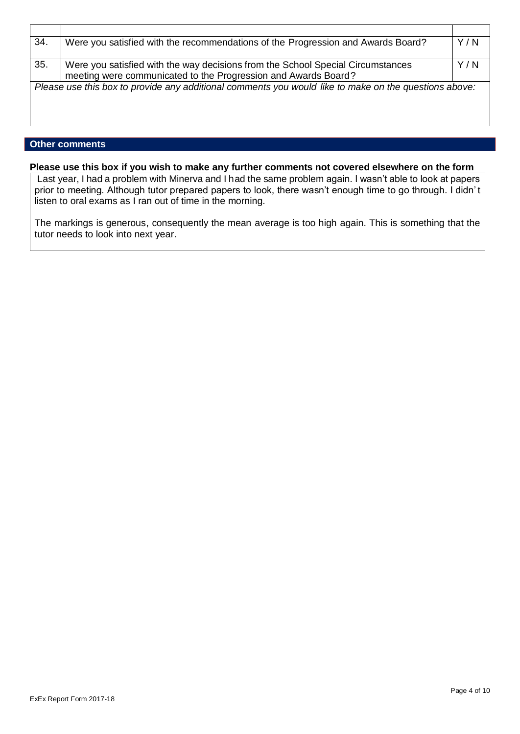| | | |
|---|---|---|
| 34. | Were you satisfied with the recommendations of the Progression and Awards Board? | Y / N |
| 35. | Were you satisfied with the way decisions from the School Special Circumstances meeting were communicated to the Progression and Awards Board? | Y / N |

*Please use this box to provide any additional comments you would like to make on the questions above:*

## Other comments

**Please use this box if you wish to make any further comments not covered elsewhere on the form**

Last year, I had a problem with Minerva and I had the same problem again. I wasn't able to look at papers prior to meeting. Although tutor prepared papers to look, there wasn't enough time to go through. I didn't listen to oral exams as I ran out of time in the morning.

The markings is generous, consequently the mean average is too high again. This is something that the tutor needs to look into next year.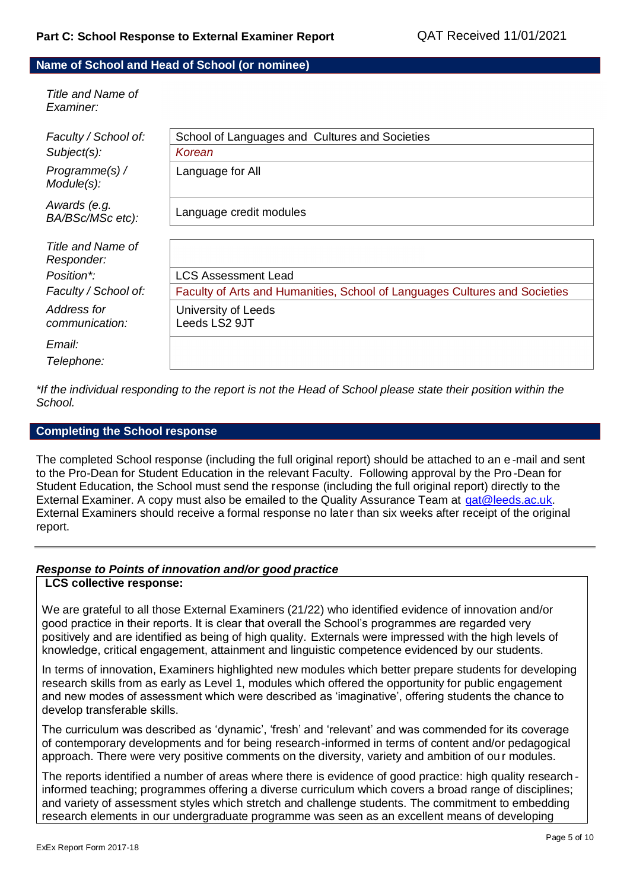**Part C: School Response to External Examiner Report** QAT Received 11/01/2021

## Name of School and Head of School (or nominee)

| | |
|---|---|
| *Title and Name of Examiner:* | |
| *Faculty / School of:* | School of Languages and Cultures and Societies |
| *Subject(s):* | *Korean* |
| *Programme(s) / Module(s):* | Language for All |
| *Awards (e.g. BA/BSc/MSc etc):* | Language credit modules |

| | |
|---|---|
| *Title and Name of Responder:* | |
| *Position*:* | LCS Assessment Lead |
| *Faculty / School of:* | Faculty of Arts and Humanities, School of Languages Cultures and Societies |
| *Address for communication:* | University of Leeds<br>Leeds LS2 9JT |
| *Email:* | |
| *Telephone:* | |

*\*If the individual responding to the report is not the Head of School please state their position within the School.*

## Completing the School response

The completed School response (including the full original report) should be attached to an e-mail and sent to the Pro-Dean for Student Education in the relevant Faculty. Following approval by the Pro-Dean for Student Education, the School must send the response (including the full original report) directly to the External Examiner. A copy must also be emailed to the Quality Assurance Team at qat@leeds.ac.uk. External Examiners should receive a formal response no later than six weeks after receipt of the original report.

---

### *Response to Points of innovation and/or good practice*

**LCS collective response:**

We are grateful to all those External Examiners (21/22) who identified evidence of innovation and/or good practice in their reports. It is clear that overall the School's programmes are regarded very positively and are identified as being of high quality. Externals were impressed with the high levels of knowledge, critical engagement, attainment and linguistic competence evidenced by our students.

In terms of innovation, Examiners highlighted new modules which better prepare students for developing research skills from as early as Level 1, modules which offered the opportunity for public engagement and new modes of assessment which were described as 'imaginative', offering students the chance to develop transferable skills.

The curriculum was described as 'dynamic', 'fresh' and 'relevant' and was commended for its coverage of contemporary developments and for being research-informed in terms of content and/or pedagogical approach. There were very positive comments on the diversity, variety and ambition of our modules.

The reports identified a number of areas where there is evidence of good practice: high quality research-informed teaching; programmes offering a diverse curriculum which covers a broad range of disciplines; and variety of assessment styles which stretch and challenge students. The commitment to embedding research elements in our undergraduate programme was seen as an excellent means of developing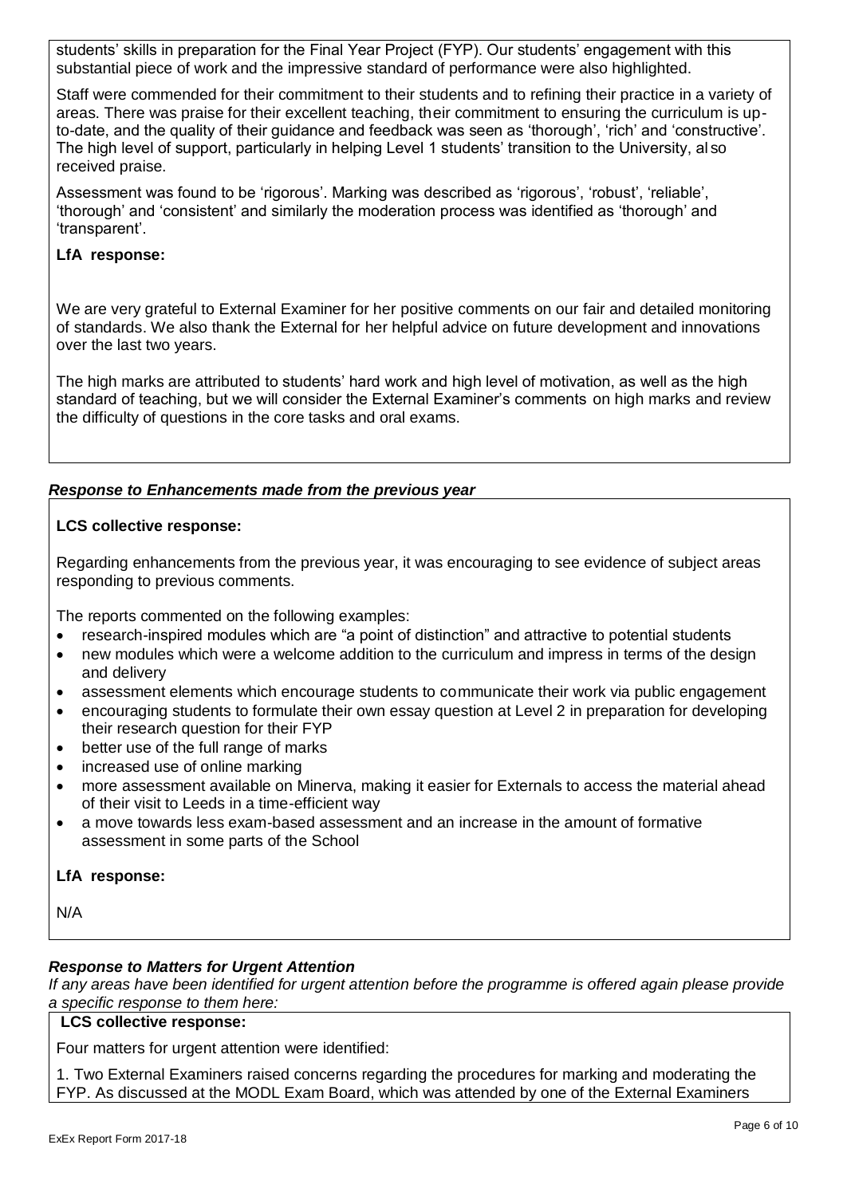students' skills in preparation for the Final Year Project (FYP). Our students' engagement with this substantial piece of work and the impressive standard of performance were also highlighted.

Staff were commended for their commitment to their students and to refining their practice in a variety of areas. There was praise for their excellent teaching, their commitment to ensuring the curriculum is up-to-date, and the quality of their guidance and feedback was seen as 'thorough', 'rich' and 'constructive'. The high level of support, particularly in helping Level 1 students' transition to the University, also received praise.

Assessment was found to be 'rigorous'. Marking was described as 'rigorous', 'robust', 'reliable', 'thorough' and 'consistent' and similarly the moderation process was identified as 'thorough' and 'transparent'.

**LfA response:**

We are very grateful to External Examiner for her positive comments on our fair and detailed monitoring of standards. We also thank the External for her helpful advice on future development and innovations over the last two years.

The high marks are attributed to students' hard work and high level of motivation, as well as the high standard of teaching, but we will consider the External Examiner's comments on high marks and review the difficulty of questions in the core tasks and oral exams.

***Response to Enhancements made from the previous year***

**LCS collective response:**

Regarding enhancements from the previous year, it was encouraging to see evidence of subject areas responding to previous comments.

The reports commented on the following examples:

- research-inspired modules which are "a point of distinction" and attractive to potential students
- new modules which were a welcome addition to the curriculum and impress in terms of the design and delivery
- assessment elements which encourage students to communicate their work via public engagement
- encouraging students to formulate their own essay question at Level 2 in preparation for developing their research question for their FYP
- better use of the full range of marks
- increased use of online marking
- more assessment available on Minerva, making it easier for Externals to access the material ahead of their visit to Leeds in a time-efficient way
- a move towards less exam-based assessment and an increase in the amount of formative assessment in some parts of the School

**LfA response:**

N/A

***Response to Matters for Urgent Attention***

*If any areas have been identified for urgent attention before the programme is offered again please provide a specific response to them here:*

**LCS collective response:**

Four matters for urgent attention were identified:

1. Two External Examiners raised concerns regarding the procedures for marking and moderating the FYP. As discussed at the MODL Exam Board, which was attended by one of the External Examiners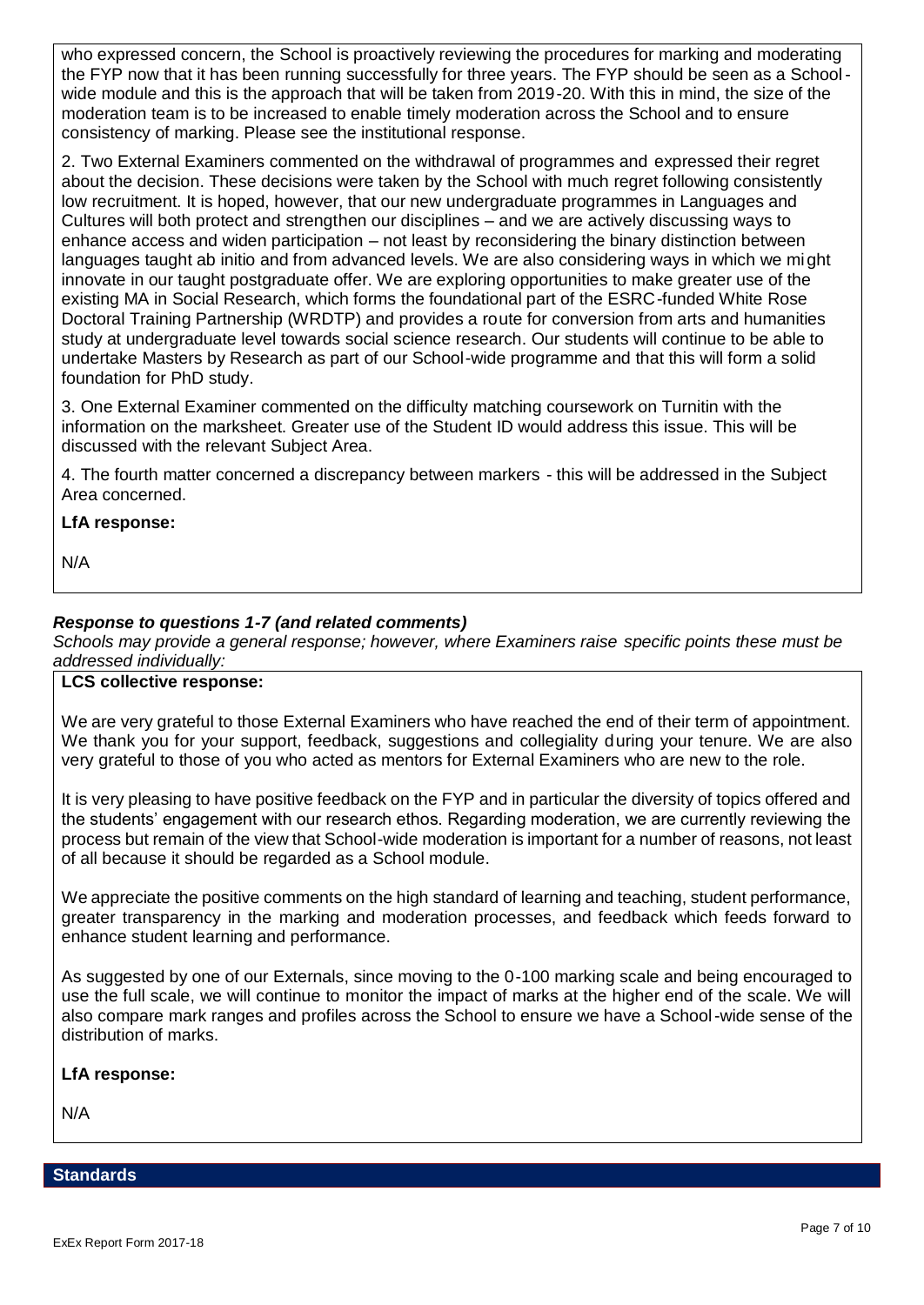who expressed concern, the School is proactively reviewing the procedures for marking and moderating the FYP now that it has been running successfully for three years. The FYP should be seen as a School-wide module and this is the approach that will be taken from 2019-20. With this in mind, the size of the moderation team is to be increased to enable timely moderation across the School and to ensure consistency of marking. Please see the institutional response.

2. Two External Examiners commented on the withdrawal of programmes and expressed their regret about the decision. These decisions were taken by the School with much regret following consistently low recruitment. It is hoped, however, that our new undergraduate programmes in Languages and Cultures will both protect and strengthen our disciplines – and we are actively discussing ways to enhance access and widen participation – not least by reconsidering the binary distinction between languages taught ab initio and from advanced levels. We are also considering ways in which we might innovate in our taught postgraduate offer. We are exploring opportunities to make greater use of the existing MA in Social Research, which forms the foundational part of the ESRC-funded White Rose Doctoral Training Partnership (WRDTP) and provides a route for conversion from arts and humanities study at undergraduate level towards social science research. Our students will continue to be able to undertake Masters by Research as part of our School-wide programme and that this will form a solid foundation for PhD study.

3. One External Examiner commented on the difficulty matching coursework on Turnitin with the information on the marksheet. Greater use of the Student ID would address this issue. This will be discussed with the relevant Subject Area.

4. The fourth matter concerned a discrepancy between markers - this will be addressed in the Subject Area concerned.

**LfA response:**

N/A

***Response to questions 1-7 (and related comments)***

*Schools may provide a general response; however, where Examiners raise specific points these must be addressed individually:*

**LCS collective response:**

We are very grateful to those External Examiners who have reached the end of their term of appointment. We thank you for your support, feedback, suggestions and collegiality during your tenure. We are also very grateful to those of you who acted as mentors for External Examiners who are new to the role.

It is very pleasing to have positive feedback on the FYP and in particular the diversity of topics offered and the students' engagement with our research ethos. Regarding moderation, we are currently reviewing the process but remain of the view that School-wide moderation is important for a number of reasons, not least of all because it should be regarded as a School module.

We appreciate the positive comments on the high standard of learning and teaching, student performance, greater transparency in the marking and moderation processes, and feedback which feeds forward to enhance student learning and performance.

As suggested by one of our Externals, since moving to the 0-100 marking scale and being encouraged to use the full scale, we will continue to monitor the impact of marks at the higher end of the scale. We will also compare mark ranges and profiles across the School to ensure we have a School-wide sense of the distribution of marks.

**LfA response:**

N/A

## Standards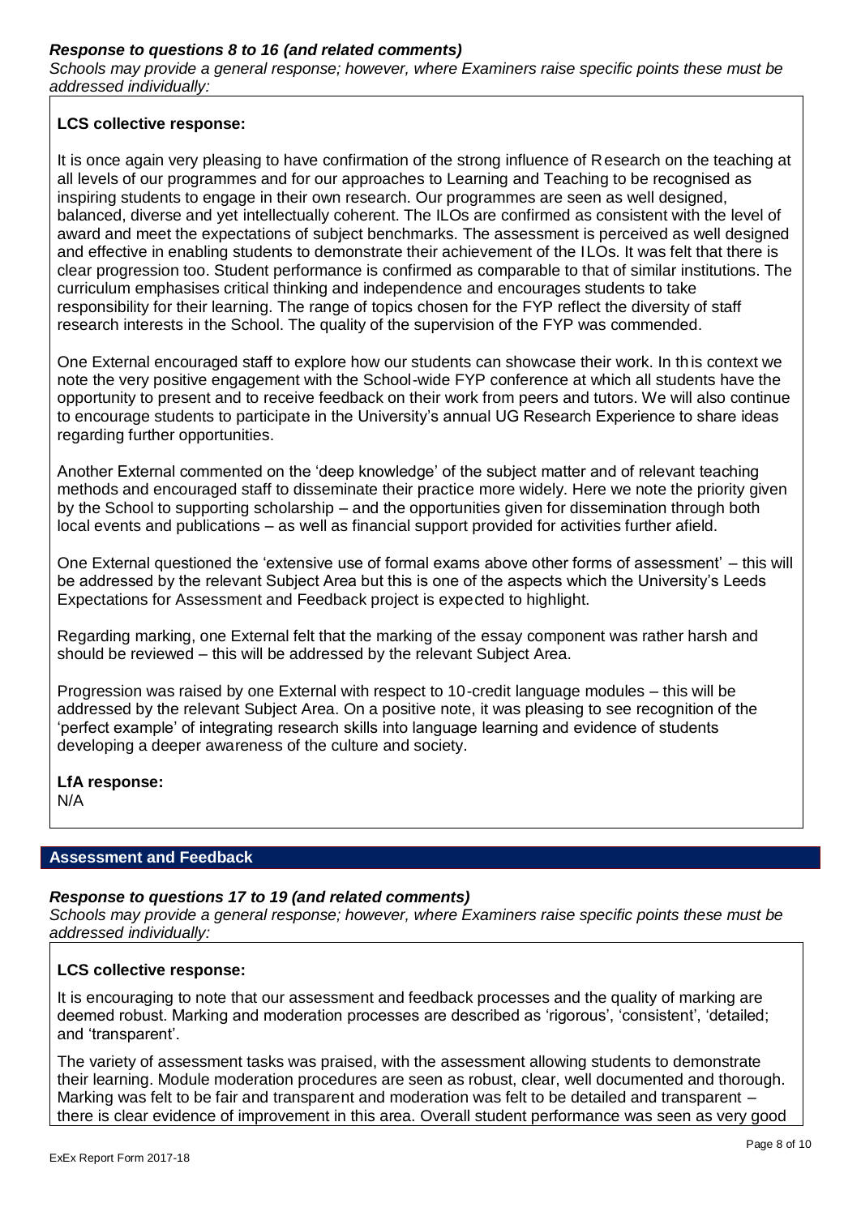### *Response to questions 8 to 16 (and related comments)*

*Schools may provide a general response; however, where Examiners raise specific points these must be addressed individually:*

**LCS collective response:**

It is once again very pleasing to have confirmation of the strong influence of Research on the teaching at all levels of our programmes and for our approaches to Learning and Teaching to be recognised as inspiring students to engage in their own research. Our programmes are seen as well designed, balanced, diverse and yet intellectually coherent. The ILOs are confirmed as consistent with the level of award and meet the expectations of subject benchmarks. The assessment is perceived as well designed and effective in enabling students to demonstrate their achievement of the ILOs. It was felt that there is clear progression too. Student performance is confirmed as comparable to that of similar institutions. The curriculum emphasises critical thinking and independence and encourages students to take responsibility for their learning. The range of topics chosen for the FYP reflect the diversity of staff research interests in the School. The quality of the supervision of the FYP was commended.

One External encouraged staff to explore how our students can showcase their work. In this context we note the very positive engagement with the School-wide FYP conference at which all students have the opportunity to present and to receive feedback on their work from peers and tutors. We will also continue to encourage students to participate in the University's annual UG Research Experience to share ideas regarding further opportunities.

Another External commented on the 'deep knowledge' of the subject matter and of relevant teaching methods and encouraged staff to disseminate their practice more widely. Here we note the priority given by the School to supporting scholarship – and the opportunities given for dissemination through both local events and publications – as well as financial support provided for activities further afield.

One External questioned the 'extensive use of formal exams above other forms of assessment' – this will be addressed by the relevant Subject Area but this is one of the aspects which the University's Leeds Expectations for Assessment and Feedback project is expected to highlight.

Regarding marking, one External felt that the marking of the essay component was rather harsh and should be reviewed – this will be addressed by the relevant Subject Area.

Progression was raised by one External with respect to 10-credit language modules – this will be addressed by the relevant Subject Area. On a positive note, it was pleasing to see recognition of the 'perfect example' of integrating research skills into language learning and evidence of students developing a deeper awareness of the culture and society.

**LfA response:**

N/A

## Assessment and Feedback

### *Response to questions 17 to 19 (and related comments)*

*Schools may provide a general response; however, where Examiners raise specific points these must be addressed individually:*

**LCS collective response:**

It is encouraging to note that our assessment and feedback processes and the quality of marking are deemed robust. Marking and moderation processes are described as 'rigorous', 'consistent', 'detailed; and 'transparent'.

The variety of assessment tasks was praised, with the assessment allowing students to demonstrate their learning. Module moderation procedures are seen as robust, clear, well documented and thorough. Marking was felt to be fair and transparent and moderation was felt to be detailed and transparent – there is clear evidence of improvement in this area. Overall student performance was seen as very good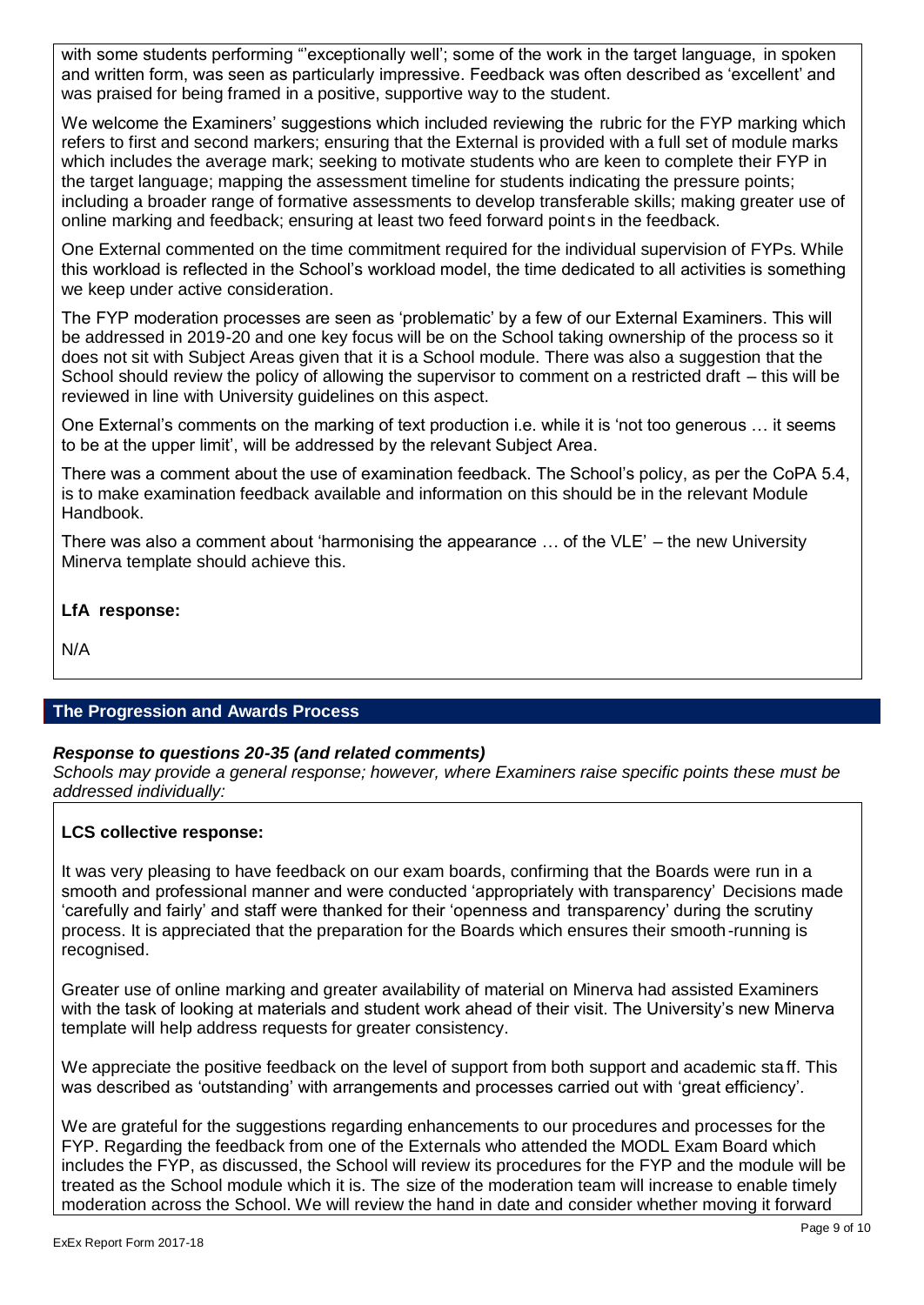with some students performing "'exceptionally well'; some of the work in the target language, in spoken and written form, was seen as particularly impressive. Feedback was often described as 'excellent' and was praised for being framed in a positive, supportive way to the student.

We welcome the Examiners' suggestions which included reviewing the rubric for the FYP marking which refers to first and second markers; ensuring that the External is provided with a full set of module marks which includes the average mark; seeking to motivate students who are keen to complete their FYP in the target language; mapping the assessment timeline for students indicating the pressure points; including a broader range of formative assessments to develop transferable skills; making greater use of online marking and feedback; ensuring at least two feed forward points in the feedback.

One External commented on the time commitment required for the individual supervision of FYPs. While this workload is reflected in the School's workload model, the time dedicated to all activities is something we keep under active consideration.

The FYP moderation processes are seen as 'problematic' by a few of our External Examiners. This will be addressed in 2019-20 and one key focus will be on the School taking ownership of the process so it does not sit with Subject Areas given that it is a School module. There was also a suggestion that the School should review the policy of allowing the supervisor to comment on a restricted draft – this will be reviewed in line with University guidelines on this aspect.

One External's comments on the marking of text production i.e. while it is 'not too generous … it seems to be at the upper limit', will be addressed by the relevant Subject Area.

There was a comment about the use of examination feedback. The School's policy, as per the CoPA 5.4, is to make examination feedback available and information on this should be in the relevant Module Handbook.

There was also a comment about 'harmonising the appearance … of the VLE' – the new University Minerva template should achieve this.

**LfA response:**

N/A

## The Progression and Awards Process

***Response to questions 20-35 (and related comments)***

*Schools may provide a general response; however, where Examiners raise specific points these must be addressed individually:*

**LCS collective response:**

It was very pleasing to have feedback on our exam boards, confirming that the Boards were run in a smooth and professional manner and were conducted 'appropriately with transparency' Decisions made 'carefully and fairly' and staff were thanked for their 'openness and transparency' during the scrutiny process. It is appreciated that the preparation for the Boards which ensures their smooth-running is recognised.

Greater use of online marking and greater availability of material on Minerva had assisted Examiners with the task of looking at materials and student work ahead of their visit. The University's new Minerva template will help address requests for greater consistency.

We appreciate the positive feedback on the level of support from both support and academic staff. This was described as 'outstanding' with arrangements and processes carried out with 'great efficiency'.

We are grateful for the suggestions regarding enhancements to our procedures and processes for the FYP. Regarding the feedback from one of the Externals who attended the MODL Exam Board which includes the FYP, as discussed, the School will review its procedures for the FYP and the module will be treated as the School module which it is. The size of the moderation team will increase to enable timely moderation across the School. We will review the hand in date and consider whether moving it forward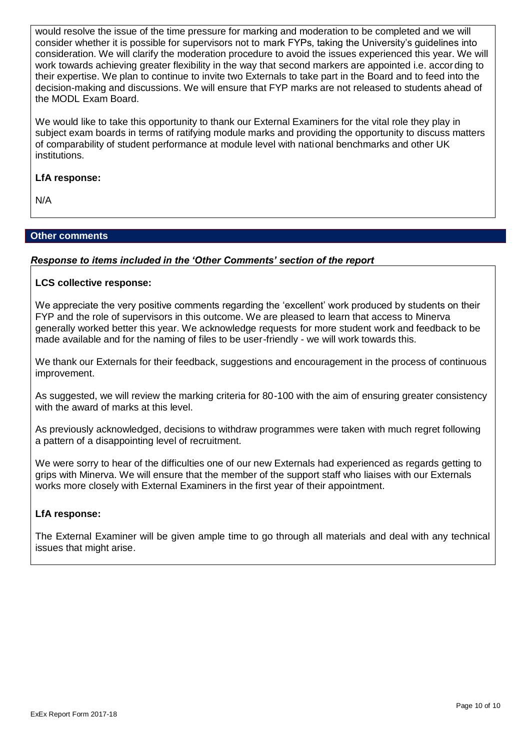would resolve the issue of the time pressure for marking and moderation to be completed and we will consider whether it is possible for supervisors not to mark FYPs, taking the University's guidelines into consideration. We will clarify the moderation procedure to avoid the issues experienced this year. We will work towards achieving greater flexibility in the way that second markers are appointed i.e. according to their expertise. We plan to continue to invite two Externals to take part in the Board and to feed into the decision-making and discussions. We will ensure that FYP marks are not released to students ahead of the MODL Exam Board.

We would like to take this opportunity to thank our External Examiners for the vital role they play in subject exam boards in terms of ratifying module marks and providing the opportunity to discuss matters of comparability of student performance at module level with national benchmarks and other UK institutions.

**LfA response:**

N/A

## Other comments

***Response to items included in the 'Other Comments' section of the report***

**LCS collective response:**

We appreciate the very positive comments regarding the 'excellent' work produced by students on their FYP and the role of supervisors in this outcome. We are pleased to learn that access to Minerva generally worked better this year. We acknowledge requests for more student work and feedback to be made available and for the naming of files to be user-friendly - we will work towards this.

We thank our Externals for their feedback, suggestions and encouragement in the process of continuous improvement.

As suggested, we will review the marking criteria for 80-100 with the aim of ensuring greater consistency with the award of marks at this level.

As previously acknowledged, decisions to withdraw programmes were taken with much regret following a pattern of a disappointing level of recruitment.

We were sorry to hear of the difficulties one of our new Externals had experienced as regards getting to grips with Minerva. We will ensure that the member of the support staff who liaises with our Externals works more closely with External Examiners in the first year of their appointment.

**LfA response:**

The External Examiner will be given ample time to go through all materials and deal with any technical issues that might arise.